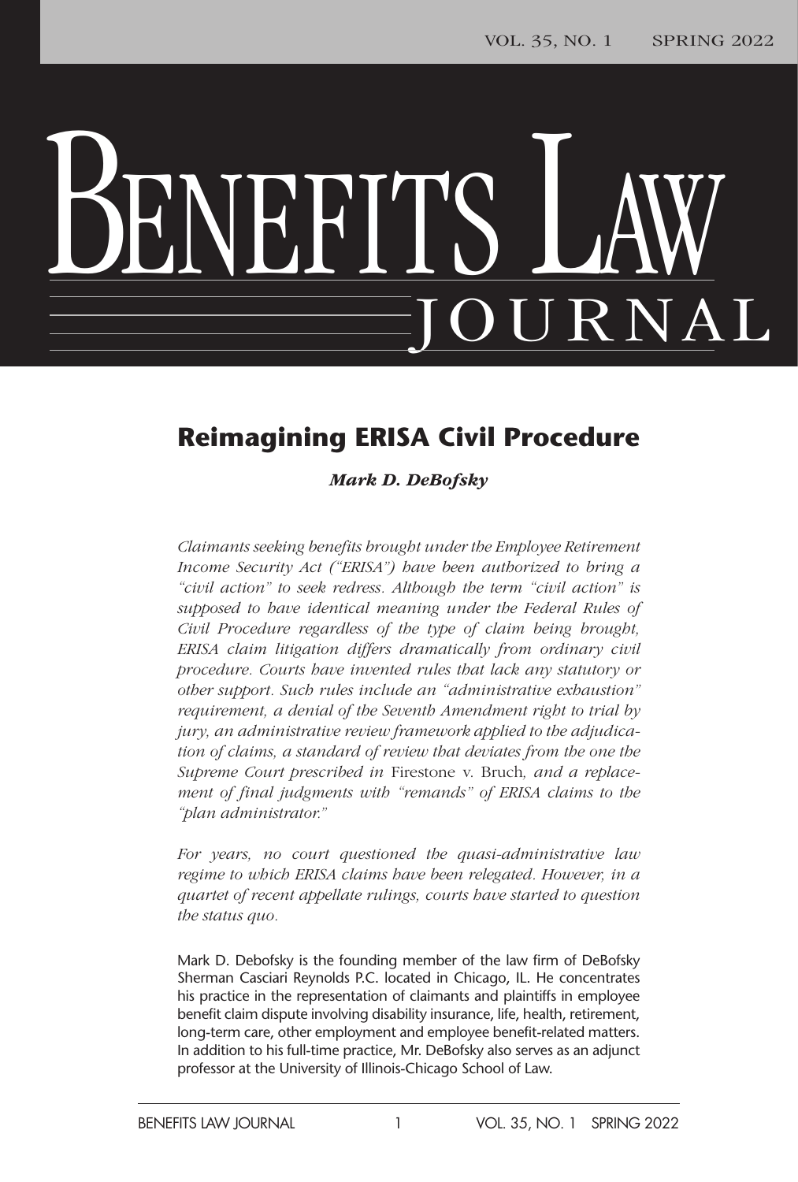# Reimagining ERISA Civil Procedure

***Mark D. DeBofsky***

*Claimants seeking benefits brought under the Employee Retirement Income Security Act ("ERISA") have been authorized to bring a "civil action" to seek redress. Although the term "civil action" is supposed to have identical meaning under the Federal Rules of Civil Procedure regardless of the type of claim being brought, ERISA claim litigation differs dramatically from ordinary civil procedure. Courts have invented rules that lack any statutory or other support. Such rules include an "administrative exhaustion" requirement, a denial of the Seventh Amendment right to trial by jury, an administrative review framework applied to the adjudication of claims, a standard of review that deviates from the one the Supreme Court prescribed in* Firestone v. Bruch*, and a replacement of final judgments with "remands" of ERISA claims to the "plan administrator."*

*For years, no court questioned the quasi-administrative law regime to which ERISA claims have been relegated. However, in a quartet of recent appellate rulings, courts have started to question the status quo.*

Mark D. Debofsky is the founding member of the law firm of DeBofsky Sherman Casciari Reynolds P.C. located in Chicago, IL. He concentrates his practice in the representation of claimants and plaintiffs in employee benefit claim dispute involving disability insurance, life, health, retirement, long-term care, other employment and employee benefit-related matters. In addition to his full-time practice, Mr. DeBofsky also serves as an adjunct professor at the University of Illinois-Chicago School of Law.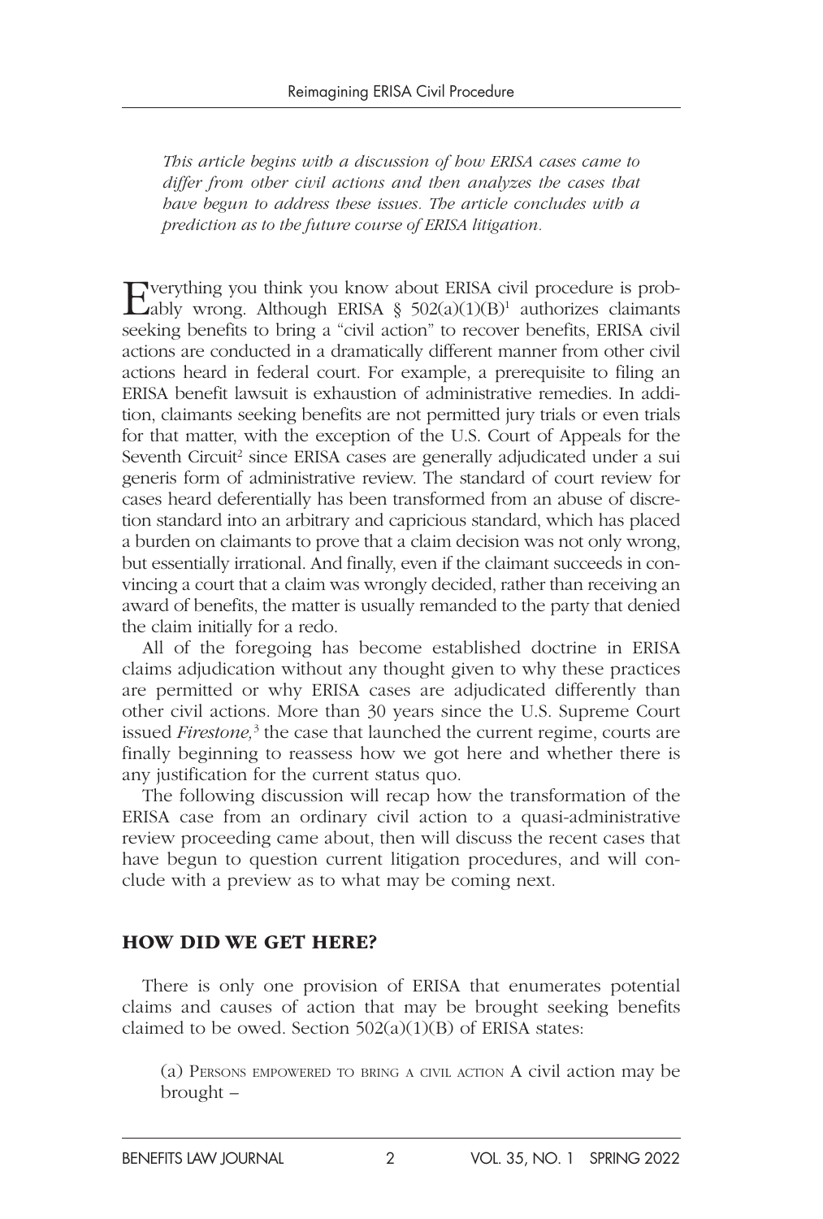*This article begins with a discussion of how ERISA cases came to differ from other civil actions and then analyzes the cases that have begun to address these issues. The article concludes with a prediction as to the future course of ERISA litigation.*

Everything you think you know about ERISA civil procedure is probably wrong. Although ERISA § 502(a)(1)(B)[1] authorizes claimants seeking benefits to bring a "civil action" to recover benefits, ERISA civil actions are conducted in a dramatically different manner from other civil actions heard in federal court. For example, a prerequisite to filing an ERISA benefit lawsuit is exhaustion of administrative remedies. In addition, claimants seeking benefits are not permitted jury trials or even trials for that matter, with the exception of the U.S. Court of Appeals for the Seventh Circuit[2] since ERISA cases are generally adjudicated under a sui generis form of administrative review. The standard of court review for cases heard deferentially has been transformed from an abuse of discretion standard into an arbitrary and capricious standard, which has placed a burden on claimants to prove that a claim decision was not only wrong, but essentially irrational. And finally, even if the claimant succeeds in convincing a court that a claim was wrongly decided, rather than receiving an award of benefits, the matter is usually remanded to the party that denied the claim initially for a redo.

All of the foregoing has become established doctrine in ERISA claims adjudication without any thought given to why these practices are permitted or why ERISA cases are adjudicated differently than other civil actions. More than 30 years since the U.S. Supreme Court issued *Firestone*,[3] the case that launched the current regime, courts are finally beginning to reassess how we got here and whether there is any justification for the current status quo.

The following discussion will recap how the transformation of the ERISA case from an ordinary civil action to a quasi-administrative review proceeding came about, then will discuss the recent cases that have begun to question current litigation procedures, and will conclude with a preview as to what may be coming next.

## HOW DID WE GET HERE?

There is only one provision of ERISA that enumerates potential claims and causes of action that may be brought seeking benefits claimed to be owed. Section 502(a)(1)(B) of ERISA states:

> (a) PERSONS EMPOWERED TO BRING A CIVIL ACTION A civil action may be brought –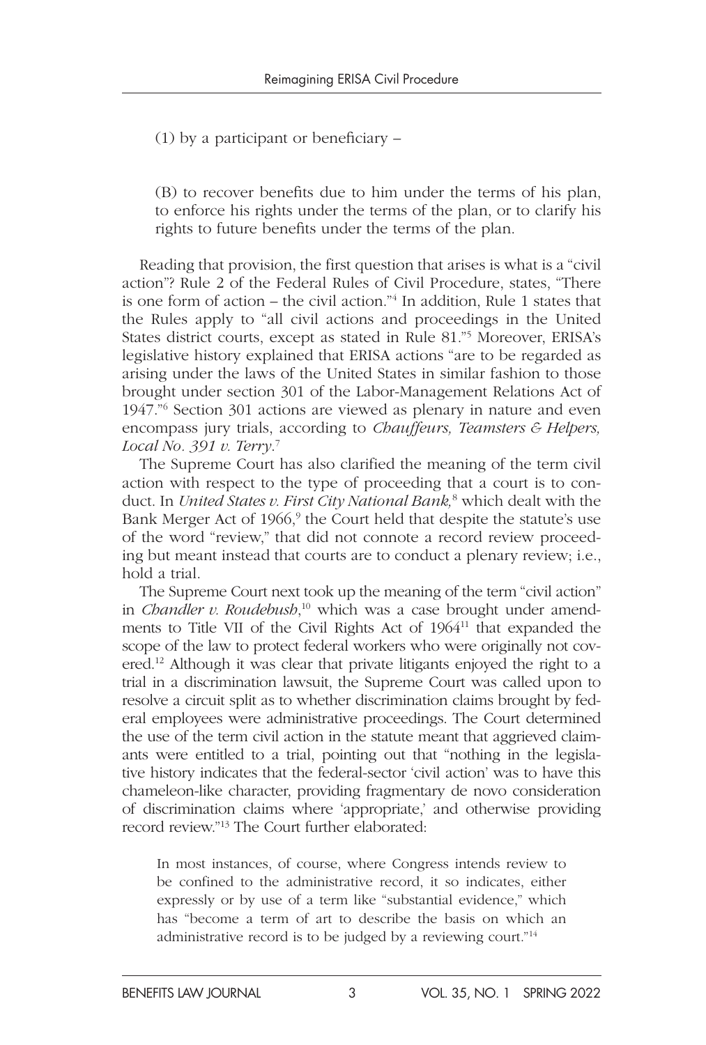(1) by a participant or beneficiary –

(B) to recover benefits due to him under the terms of his plan, to enforce his rights under the terms of the plan, or to clarify his rights to future benefits under the terms of the plan.

Reading that provision, the first question that arises is what is a "civil action"? Rule 2 of the Federal Rules of Civil Procedure, states, "There is one form of action – the civil action."[4] In addition, Rule 1 states that the Rules apply to "all civil actions and proceedings in the United States district courts, except as stated in Rule 81."[5] Moreover, ERISA's legislative history explained that ERISA actions "are to be regarded as arising under the laws of the United States in similar fashion to those brought under section 301 of the Labor-Management Relations Act of 1947."[6] Section 301 actions are viewed as plenary in nature and even encompass jury trials, according to *Chauffeurs, Teamsters & Helpers, Local No. 391 v. Terry*.[7]

The Supreme Court has also clarified the meaning of the term civil action with respect to the type of proceeding that a court is to conduct. In *United States v. First City National Bank,*[8] which dealt with the Bank Merger Act of 1966,[9] the Court held that despite the statute's use of the word "review," that did not connote a record review proceeding but meant instead that courts are to conduct a plenary review; i.e., hold a trial.

The Supreme Court next took up the meaning of the term "civil action" in *Chandler v. Roudebush*,[10] which was a case brought under amendments to Title VII of the Civil Rights Act of 1964[11] that expanded the scope of the law to protect federal workers who were originally not covered.[12] Although it was clear that private litigants enjoyed the right to a trial in a discrimination lawsuit, the Supreme Court was called upon to resolve a circuit split as to whether discrimination claims brought by federal employees were administrative proceedings. The Court determined the use of the term civil action in the statute meant that aggrieved claimants were entitled to a trial, pointing out that "nothing in the legislative history indicates that the federal-sector 'civil action' was to have this chameleon-like character, providing fragmentary de novo consideration of discrimination claims where 'appropriate,' and otherwise providing record review."[13] The Court further elaborated:

> In most instances, of course, where Congress intends review to be confined to the administrative record, it so indicates, either expressly or by use of a term like "substantial evidence," which has "become a term of art to describe the basis on which an administrative record is to be judged by a reviewing court."[14]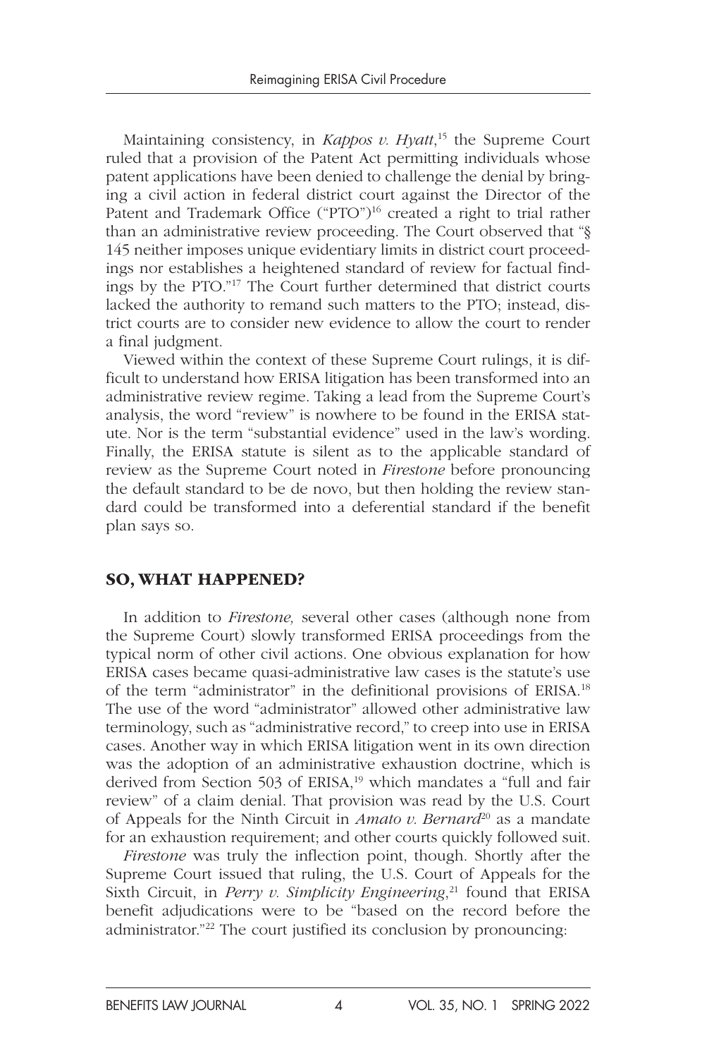Maintaining consistency, in *Kappos v. Hyatt*,[15] the Supreme Court ruled that a provision of the Patent Act permitting individuals whose patent applications have been denied to challenge the denial by bringing a civil action in federal district court against the Director of the Patent and Trademark Office ("PTO")[16] created a right to trial rather than an administrative review proceeding. The Court observed that "§ 145 neither imposes unique evidentiary limits in district court proceedings nor establishes a heightened standard of review for factual findings by the PTO."[17] The Court further determined that district courts lacked the authority to remand such matters to the PTO; instead, district courts are to consider new evidence to allow the court to render a final judgment.

Viewed within the context of these Supreme Court rulings, it is difficult to understand how ERISA litigation has been transformed into an administrative review regime. Taking a lead from the Supreme Court's analysis, the word "review" is nowhere to be found in the ERISA statute. Nor is the term "substantial evidence" used in the law's wording. Finally, the ERISA statute is silent as to the applicable standard of review as the Supreme Court noted in *Firestone* before pronouncing the default standard to be de novo, but then holding the review standard could be transformed into a deferential standard if the benefit plan says so.

## SO, WHAT HAPPENED?

In addition to *Firestone,* several other cases (although none from the Supreme Court) slowly transformed ERISA proceedings from the typical norm of other civil actions. One obvious explanation for how ERISA cases became quasi-administrative law cases is the statute's use of the term "administrator" in the definitional provisions of ERISA.[18] The use of the word "administrator" allowed other administrative law terminology, such as "administrative record," to creep into use in ERISA cases. Another way in which ERISA litigation went in its own direction was the adoption of an administrative exhaustion doctrine, which is derived from Section 503 of ERISA,[19] which mandates a "full and fair review" of a claim denial. That provision was read by the U.S. Court of Appeals for the Ninth Circuit in *Amato v. Bernard*[20] as a mandate for an exhaustion requirement; and other courts quickly followed suit.

*Firestone* was truly the inflection point, though. Shortly after the Supreme Court issued that ruling, the U.S. Court of Appeals for the Sixth Circuit, in *Perry v. Simplicity Engineering*,[21] found that ERISA benefit adjudications were to be "based on the record before the administrator."[22] The court justified its conclusion by pronouncing: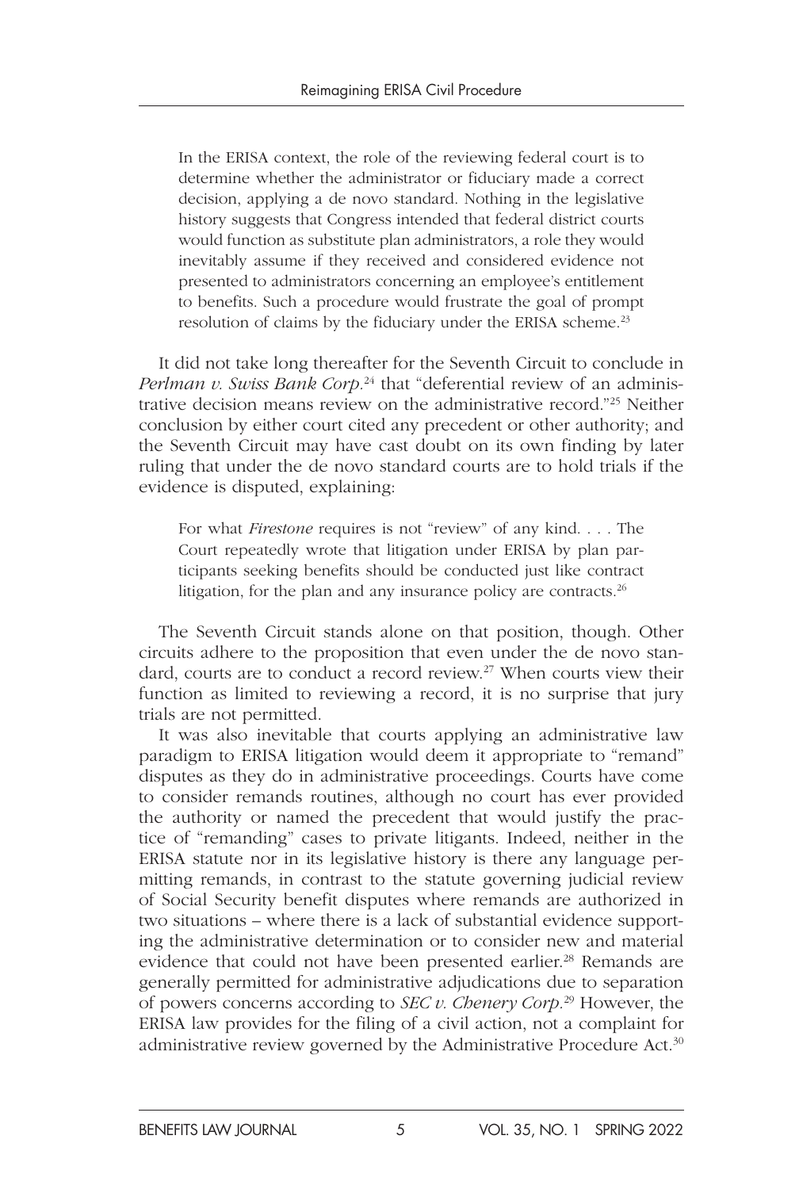> In the ERISA context, the role of the reviewing federal court is to determine whether the administrator or fiduciary made a correct decision, applying a de novo standard. Nothing in the legislative history suggests that Congress intended that federal district courts would function as substitute plan administrators, a role they would inevitably assume if they received and considered evidence not presented to administrators concerning an employee's entitlement to benefits. Such a procedure would frustrate the goal of prompt resolution of claims by the fiduciary under the ERISA scheme.[23]

It did not take long thereafter for the Seventh Circuit to conclude in *Perlman v. Swiss Bank Corp.*[24] that "deferential review of an administrative decision means review on the administrative record."[25] Neither conclusion by either court cited any precedent or other authority; and the Seventh Circuit may have cast doubt on its own finding by later ruling that under the de novo standard courts are to hold trials if the evidence is disputed, explaining:

> For what *Firestone* requires is not "review" of any kind. . . . The Court repeatedly wrote that litigation under ERISA by plan participants seeking benefits should be conducted just like contract litigation, for the plan and any insurance policy are contracts.[26]

The Seventh Circuit stands alone on that position, though. Other circuits adhere to the proposition that even under the de novo standard, courts are to conduct a record review.[27] When courts view their function as limited to reviewing a record, it is no surprise that jury trials are not permitted.

It was also inevitable that courts applying an administrative law paradigm to ERISA litigation would deem it appropriate to "remand" disputes as they do in administrative proceedings. Courts have come to consider remands routines, although no court has ever provided the authority or named the precedent that would justify the practice of "remanding" cases to private litigants. Indeed, neither in the ERISA statute nor in its legislative history is there any language permitting remands, in contrast to the statute governing judicial review of Social Security benefit disputes where remands are authorized in two situations – where there is a lack of substantial evidence supporting the administrative determination or to consider new and material evidence that could not have been presented earlier.[28] Remands are generally permitted for administrative adjudications due to separation of powers concerns according to *SEC v. Chenery Corp.*[29] However, the ERISA law provides for the filing of a civil action, not a complaint for administrative review governed by the Administrative Procedure Act.[30]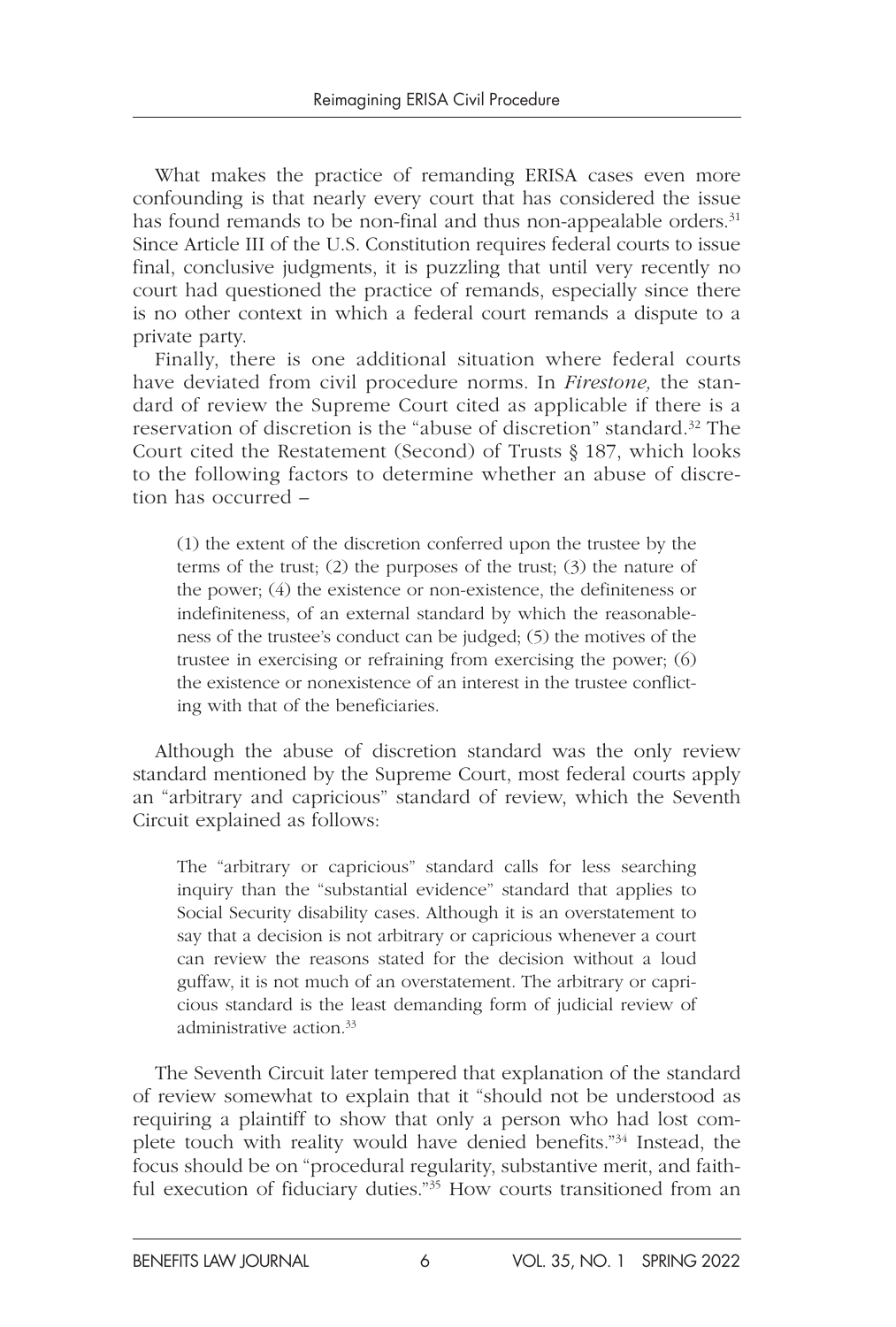What makes the practice of remanding ERISA cases even more confounding is that nearly every court that has considered the issue has found remands to be non-final and thus non-appealable orders.[31] Since Article III of the U.S. Constitution requires federal courts to issue final, conclusive judgments, it is puzzling that until very recently no court had questioned the practice of remands, especially since there is no other context in which a federal court remands a dispute to a private party.

Finally, there is one additional situation where federal courts have deviated from civil procedure norms. In *Firestone,* the standard of review the Supreme Court cited as applicable if there is a reservation of discretion is the "abuse of discretion" standard.[32] The Court cited the Restatement (Second) of Trusts § 187, which looks to the following factors to determine whether an abuse of discretion has occurred –

> (1) the extent of the discretion conferred upon the trustee by the terms of the trust; (2) the purposes of the trust; (3) the nature of the power; (4) the existence or non-existence, the definiteness or indefiniteness, of an external standard by which the reasonableness of the trustee's conduct can be judged; (5) the motives of the trustee in exercising or refraining from exercising the power; (6) the existence or nonexistence of an interest in the trustee conflicting with that of the beneficiaries.

Although the abuse of discretion standard was the only review standard mentioned by the Supreme Court, most federal courts apply an "arbitrary and capricious" standard of review, which the Seventh Circuit explained as follows:

> The "arbitrary or capricious" standard calls for less searching inquiry than the "substantial evidence" standard that applies to Social Security disability cases. Although it is an overstatement to say that a decision is not arbitrary or capricious whenever a court can review the reasons stated for the decision without a loud guffaw, it is not much of an overstatement. The arbitrary or capricious standard is the least demanding form of judicial review of administrative action.[33]

The Seventh Circuit later tempered that explanation of the standard of review somewhat to explain that it "should not be understood as requiring a plaintiff to show that only a person who had lost complete touch with reality would have denied benefits."[34] Instead, the focus should be on "procedural regularity, substantive merit, and faithful execution of fiduciary duties."[35] How courts transitioned from an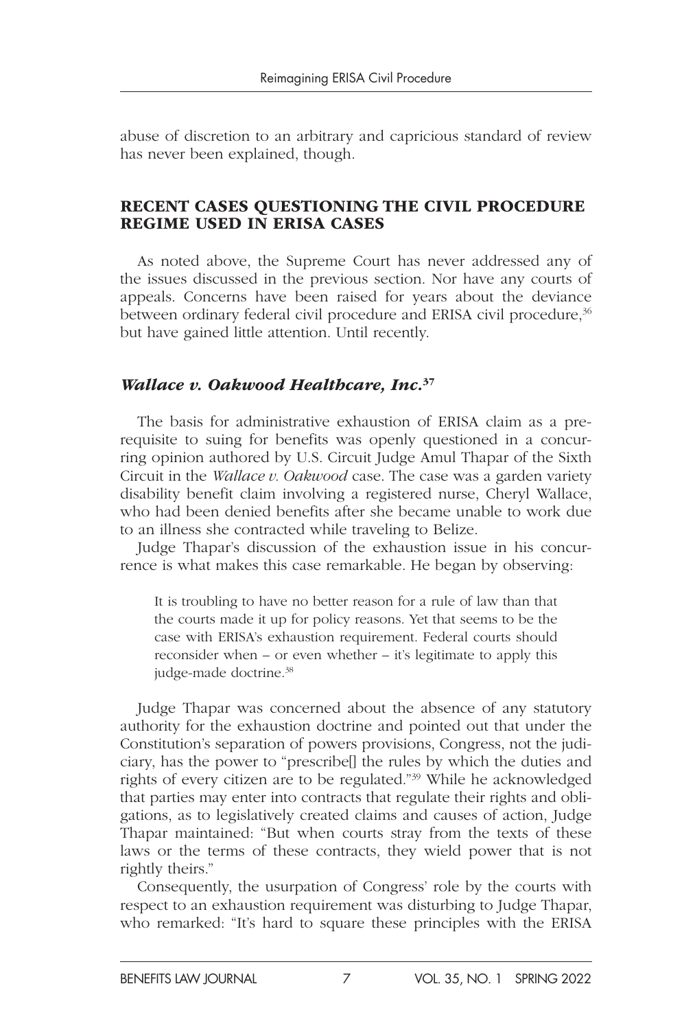abuse of discretion to an arbitrary and capricious standard of review has never been explained, though.

## RECENT CASES QUESTIONING THE CIVIL PROCEDURE REGIME USED IN ERISA CASES

As noted above, the Supreme Court has never addressed any of the issues discussed in the previous section. Nor have any courts of appeals. Concerns have been raised for years about the deviance between ordinary federal civil procedure and ERISA civil procedure,[36] but have gained little attention. Until recently.

### *Wallace v. Oakwood Healthcare, Inc.*[37]

The basis for administrative exhaustion of ERISA claim as a prerequisite to suing for benefits was openly questioned in a concurring opinion authored by U.S. Circuit Judge Amul Thapar of the Sixth Circuit in the *Wallace v. Oakwood* case. The case was a garden variety disability benefit claim involving a registered nurse, Cheryl Wallace, who had been denied benefits after she became unable to work due to an illness she contracted while traveling to Belize.

Judge Thapar's discussion of the exhaustion issue in his concurrence is what makes this case remarkable. He began by observing:

> It is troubling to have no better reason for a rule of law than that the courts made it up for policy reasons. Yet that seems to be the case with ERISA's exhaustion requirement. Federal courts should reconsider when – or even whether – it's legitimate to apply this judge-made doctrine.[38]

Judge Thapar was concerned about the absence of any statutory authority for the exhaustion doctrine and pointed out that under the Constitution's separation of powers provisions, Congress, not the judiciary, has the power to "prescribe[] the rules by which the duties and rights of every citizen are to be regulated."[39] While he acknowledged that parties may enter into contracts that regulate their rights and obligations, as to legislatively created claims and causes of action, Judge Thapar maintained: "But when courts stray from the texts of these laws or the terms of these contracts, they wield power that is not rightly theirs."

Consequently, the usurpation of Congress' role by the courts with respect to an exhaustion requirement was disturbing to Judge Thapar, who remarked: "It's hard to square these principles with the ERISA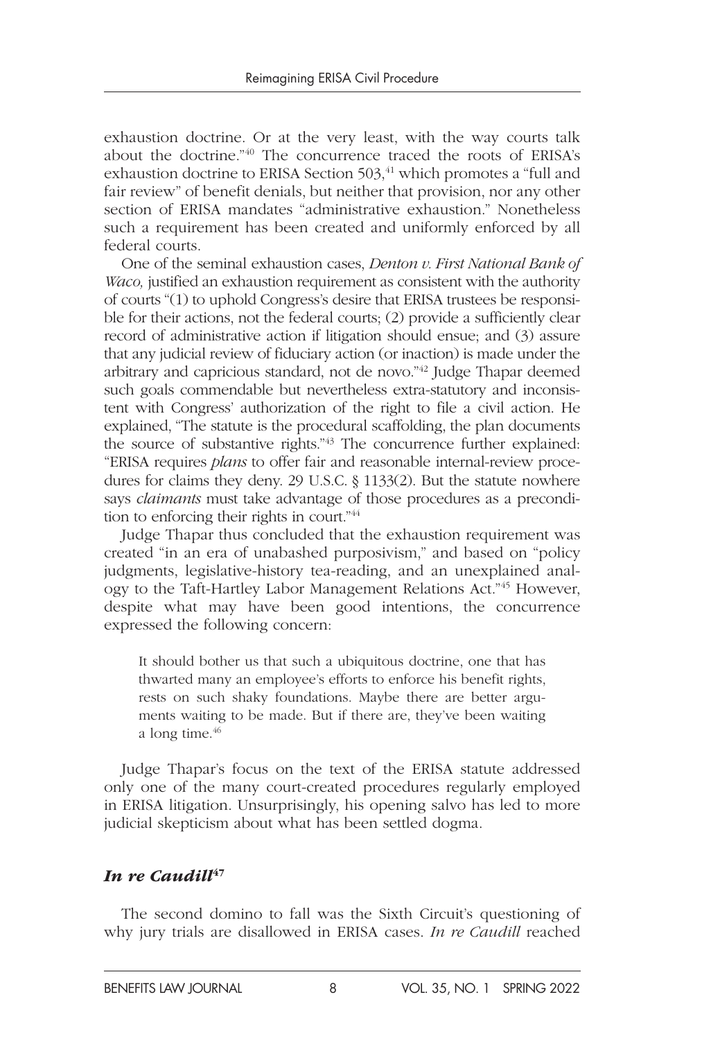exhaustion doctrine. Or at the very least, with the way courts talk about the doctrine."[40] The concurrence traced the roots of ERISA's exhaustion doctrine to ERISA Section 503,[41] which promotes a "full and fair review" of benefit denials, but neither that provision, nor any other section of ERISA mandates "administrative exhaustion." Nonetheless such a requirement has been created and uniformly enforced by all federal courts.

One of the seminal exhaustion cases, *Denton v. First National Bank of Waco,* justified an exhaustion requirement as consistent with the authority of courts "(1) to uphold Congress's desire that ERISA trustees be responsible for their actions, not the federal courts; (2) provide a sufficiently clear record of administrative action if litigation should ensue; and (3) assure that any judicial review of fiduciary action (or inaction) is made under the arbitrary and capricious standard, not de novo."[42] Judge Thapar deemed such goals commendable but nevertheless extra-statutory and inconsistent with Congress' authorization of the right to file a civil action. He explained, "The statute is the procedural scaffolding, the plan documents the source of substantive rights."[43] The concurrence further explained: "ERISA requires *plans* to offer fair and reasonable internal-review procedures for claims they deny. 29 U.S.C. § 1133(2). But the statute nowhere says *claimants* must take advantage of those procedures as a precondition to enforcing their rights in court."[44]

Judge Thapar thus concluded that the exhaustion requirement was created "in an era of unabashed purposivism," and based on "policy judgments, legislative-history tea-reading, and an unexplained analogy to the Taft-Hartley Labor Management Relations Act."[45] However, despite what may have been good intentions, the concurrence expressed the following concern:

> It should bother us that such a ubiquitous doctrine, one that has thwarted many an employee's efforts to enforce his benefit rights, rests on such shaky foundations. Maybe there are better arguments waiting to be made. But if there are, they've been waiting a long time.[46]

Judge Thapar's focus on the text of the ERISA statute addressed only one of the many court-created procedures regularly employed in ERISA litigation. Unsurprisingly, his opening salvo has led to more judicial skepticism about what has been settled dogma.

### *In re Caudill*[47]

The second domino to fall was the Sixth Circuit's questioning of why jury trials are disallowed in ERISA cases. *In re Caudill* reached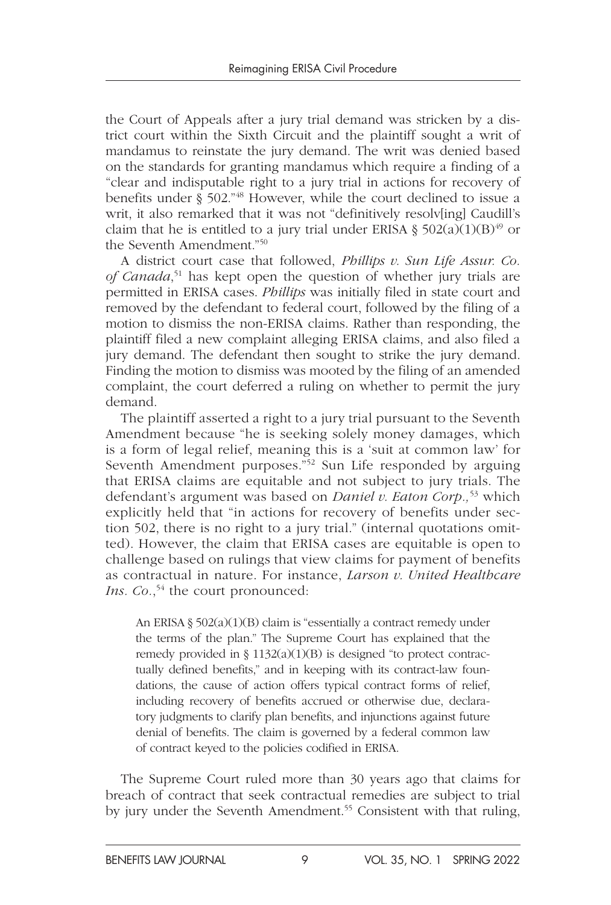the Court of Appeals after a jury trial demand was stricken by a district court within the Sixth Circuit and the plaintiff sought a writ of mandamus to reinstate the jury demand. The writ was denied based on the standards for granting mandamus which require a finding of a "clear and indisputable right to a jury trial in actions for recovery of benefits under § 502."[48] However, while the court declined to issue a writ, it also remarked that it was not "definitively resolv[ing] Caudill's claim that he is entitled to a jury trial under ERISA § 502(a)(1)(B)[49] or the Seventh Amendment."[50]

A district court case that followed, *Phillips v. Sun Life Assur. Co. of Canada*,[51] has kept open the question of whether jury trials are permitted in ERISA cases. *Phillips* was initially filed in state court and removed by the defendant to federal court, followed by the filing of a motion to dismiss the non-ERISA claims. Rather than responding, the plaintiff filed a new complaint alleging ERISA claims, and also filed a jury demand. The defendant then sought to strike the jury demand. Finding the motion to dismiss was mooted by the filing of an amended complaint, the court deferred a ruling on whether to permit the jury demand.

The plaintiff asserted a right to a jury trial pursuant to the Seventh Amendment because "he is seeking solely money damages, which is a form of legal relief, meaning this is a 'suit at common law' for Seventh Amendment purposes."[52] Sun Life responded by arguing that ERISA claims are equitable and not subject to jury trials. The defendant's argument was based on *Daniel v. Eaton Corp.,*[53] which explicitly held that "in actions for recovery of benefits under section 502, there is no right to a jury trial." (internal quotations omitted). However, the claim that ERISA cases are equitable is open to challenge based on rulings that view claims for payment of benefits as contractual in nature. For instance, *Larson v. United Healthcare Ins. Co.*,[54] the court pronounced:

> An ERISA § 502(a)(1)(B) claim is "essentially a contract remedy under the terms of the plan." The Supreme Court has explained that the remedy provided in § 1132(a)(1)(B) is designed "to protect contractually defined benefits," and in keeping with its contract-law foundations, the cause of action offers typical contract forms of relief, including recovery of benefits accrued or otherwise due, declaratory judgments to clarify plan benefits, and injunctions against future denial of benefits. The claim is governed by a federal common law of contract keyed to the policies codified in ERISA.

The Supreme Court ruled more than 30 years ago that claims for breach of contract that seek contractual remedies are subject to trial by jury under the Seventh Amendment.[55] Consistent with that ruling,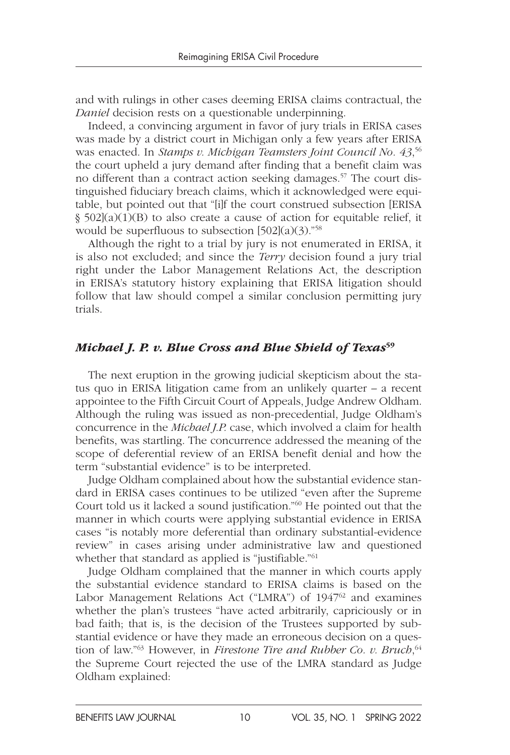and with rulings in other cases deeming ERISA claims contractual, the *Daniel* decision rests on a questionable underpinning.

Indeed, a convincing argument in favor of jury trials in ERISA cases was made by a district court in Michigan only a few years after ERISA was enacted. In *Stamps v. Michigan Teamsters Joint Council No. 43*,[56] the court upheld a jury demand after finding that a benefit claim was no different than a contract action seeking damages.[57] The court distinguished fiduciary breach claims, which it acknowledged were equitable, but pointed out that "[i]f the court construed subsection [ERISA § 502](a)(1)(B) to also create a cause of action for equitable relief, it would be superfluous to subsection [502](a)(3)."[58]

Although the right to a trial by jury is not enumerated in ERISA, it is also not excluded; and since the *Terry* decision found a jury trial right under the Labor Management Relations Act, the description in ERISA's statutory history explaining that ERISA litigation should follow that law should compel a similar conclusion permitting jury trials.

## *Michael J. P. v. Blue Cross and Blue Shield of Texas*[59]

The next eruption in the growing judicial skepticism about the status quo in ERISA litigation came from an unlikely quarter – a recent appointee to the Fifth Circuit Court of Appeals, Judge Andrew Oldham. Although the ruling was issued as non-precedential, Judge Oldham's concurrence in the *Michael J.P.* case, which involved a claim for health benefits, was startling. The concurrence addressed the meaning of the scope of deferential review of an ERISA benefit denial and how the term "substantial evidence" is to be interpreted.

Judge Oldham complained about how the substantial evidence standard in ERISA cases continues to be utilized "even after the Supreme Court told us it lacked a sound justification."[60] He pointed out that the manner in which courts were applying substantial evidence in ERISA cases "is notably more deferential than ordinary substantial-evidence review" in cases arising under administrative law and questioned whether that standard as applied is "justifiable."[61]

Judge Oldham complained that the manner in which courts apply the substantial evidence standard to ERISA claims is based on the Labor Management Relations Act ("LMRA") of 1947[62] and examines whether the plan's trustees "have acted arbitrarily, capriciously or in bad faith; that is, is the decision of the Trustees supported by substantial evidence or have they made an erroneous decision on a question of law."[63] However, in *Firestone Tire and Rubber Co. v. Bruch*,[64] the Supreme Court rejected the use of the LMRA standard as Judge Oldham explained: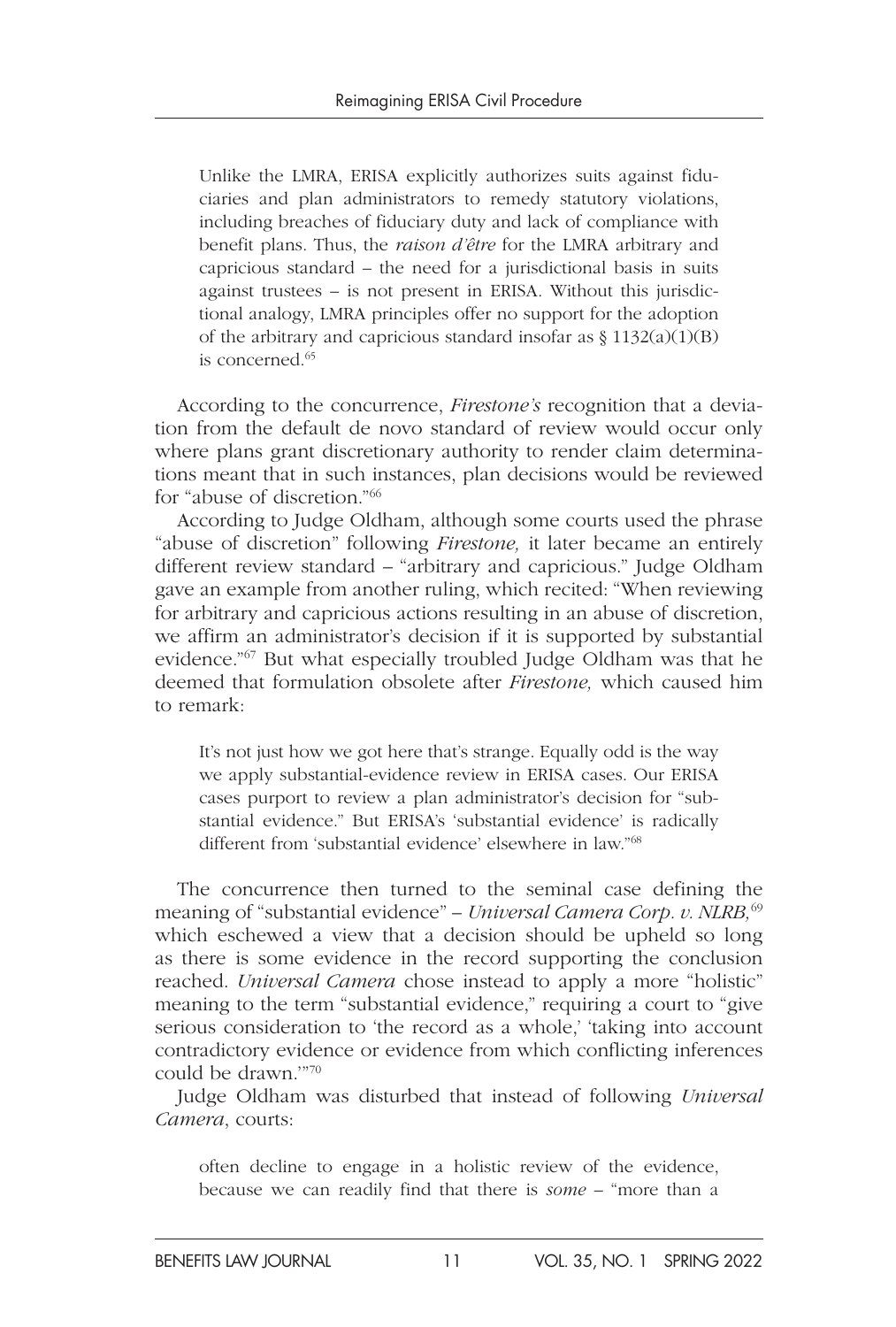> Unlike the LMRA, ERISA explicitly authorizes suits against fiduciaries and plan administrators to remedy statutory violations, including breaches of fiduciary duty and lack of compliance with benefit plans. Thus, the *raison d'être* for the LMRA arbitrary and capricious standard – the need for a jurisdictional basis in suits against trustees – is not present in ERISA. Without this jurisdictional analogy, LMRA principles offer no support for the adoption of the arbitrary and capricious standard insofar as § 1132(a)(1)(B) is concerned.[65]

According to the concurrence, *Firestone's* recognition that a deviation from the default de novo standard of review would occur only where plans grant discretionary authority to render claim determinations meant that in such instances, plan decisions would be reviewed for "abuse of discretion."[66]

According to Judge Oldham, although some courts used the phrase "abuse of discretion" following *Firestone,* it later became an entirely different review standard – "arbitrary and capricious." Judge Oldham gave an example from another ruling, which recited: "When reviewing for arbitrary and capricious actions resulting in an abuse of discretion, we affirm an administrator's decision if it is supported by substantial evidence."[67] But what especially troubled Judge Oldham was that he deemed that formulation obsolete after *Firestone,* which caused him to remark:

> It's not just how we got here that's strange. Equally odd is the way we apply substantial-evidence review in ERISA cases. Our ERISA cases purport to review a plan administrator's decision for "substantial evidence." But ERISA's 'substantial evidence' is radically different from 'substantial evidence' elsewhere in law."[68]

The concurrence then turned to the seminal case defining the meaning of "substantial evidence" – *Universal Camera Corp. v. NLRB,*[69] which eschewed a view that a decision should be upheld so long as there is some evidence in the record supporting the conclusion reached. *Universal Camera* chose instead to apply a more "holistic" meaning to the term "substantial evidence," requiring a court to "give serious consideration to 'the record as a whole,' 'taking into account contradictory evidence or evidence from which conflicting inferences could be drawn.'"[70]

Judge Oldham was disturbed that instead of following *Universal Camera*, courts:

> often decline to engage in a holistic review of the evidence, because we can readily find that there is *some* – "more than a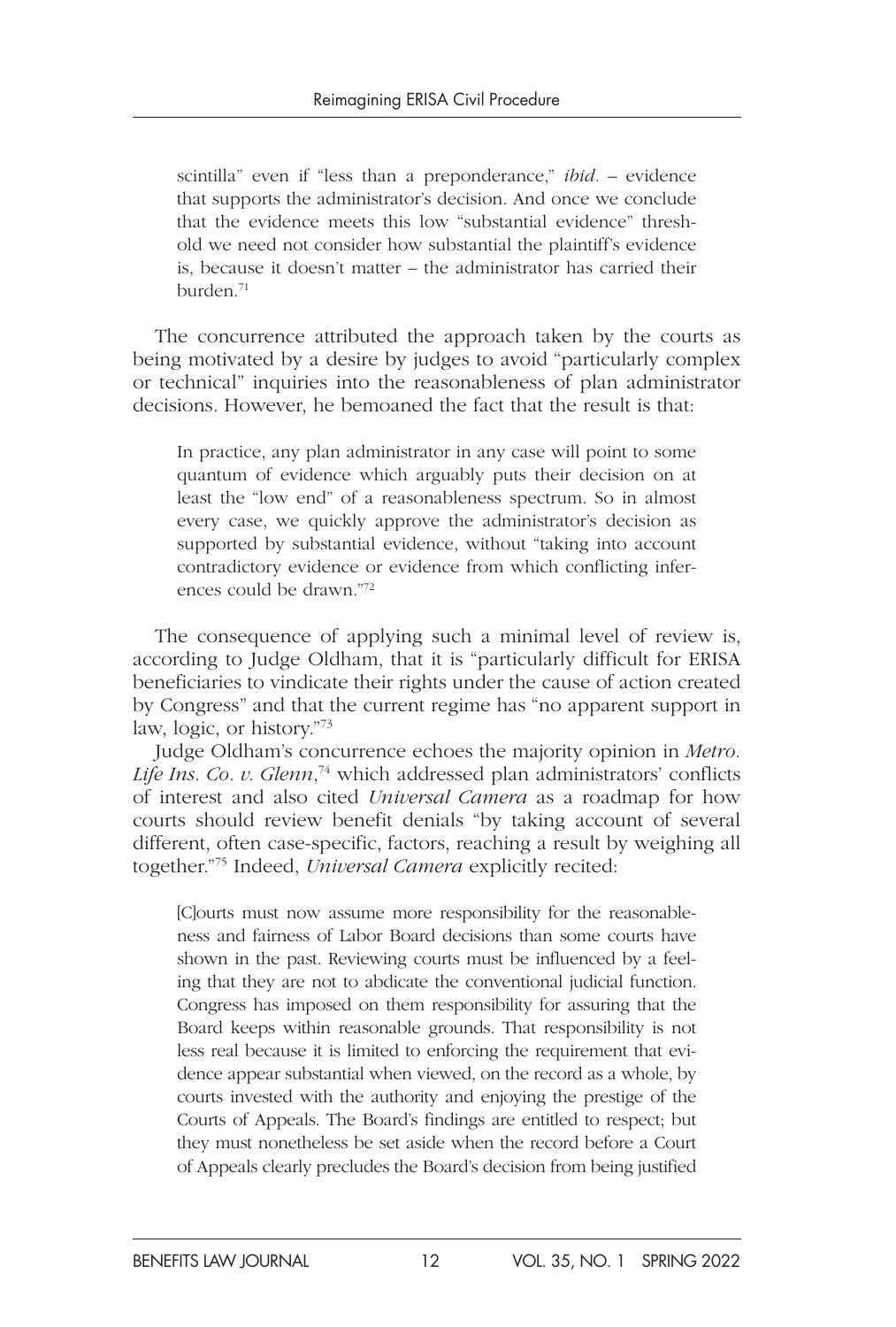> scintilla" even if "less than a preponderance," *ibid.* – evidence that supports the administrator's decision. And once we conclude that the evidence meets this low "substantial evidence" threshold we need not consider how substantial the plaintiff's evidence is, because it doesn't matter – the administrator has carried their burden.[71]

The concurrence attributed the approach taken by the courts as being motivated by a desire by judges to avoid "particularly complex or technical" inquiries into the reasonableness of plan administrator decisions. However, he bemoaned the fact that the result is that:

> In practice, any plan administrator in any case will point to some quantum of evidence which arguably puts their decision on at least the "low end" of a reasonableness spectrum. So in almost every case, we quickly approve the administrator's decision as supported by substantial evidence, without "taking into account contradictory evidence or evidence from which conflicting inferences could be drawn."[72]

The consequence of applying such a minimal level of review is, according to Judge Oldham, that it is "particularly difficult for ERISA beneficiaries to vindicate their rights under the cause of action created by Congress" and that the current regime has "no apparent support in law, logic, or history."[73]

Judge Oldham's concurrence echoes the majority opinion in *Metro. Life Ins. Co. v. Glenn*,[74] which addressed plan administrators' conflicts of interest and also cited *Universal Camera* as a roadmap for how courts should review benefit denials "by taking account of several different, often case-specific, factors, reaching a result by weighing all together."[75] Indeed, *Universal Camera* explicitly recited:

> [C]ourts must now assume more responsibility for the reasonableness and fairness of Labor Board decisions than some courts have shown in the past. Reviewing courts must be influenced by a feeling that they are not to abdicate the conventional judicial function. Congress has imposed on them responsibility for assuring that the Board keeps within reasonable grounds. That responsibility is not less real because it is limited to enforcing the requirement that evidence appear substantial when viewed, on the record as a whole, by courts invested with the authority and enjoying the prestige of the Courts of Appeals. The Board's findings are entitled to respect; but they must nonetheless be set aside when the record before a Court of Appeals clearly precludes the Board's decision from being justified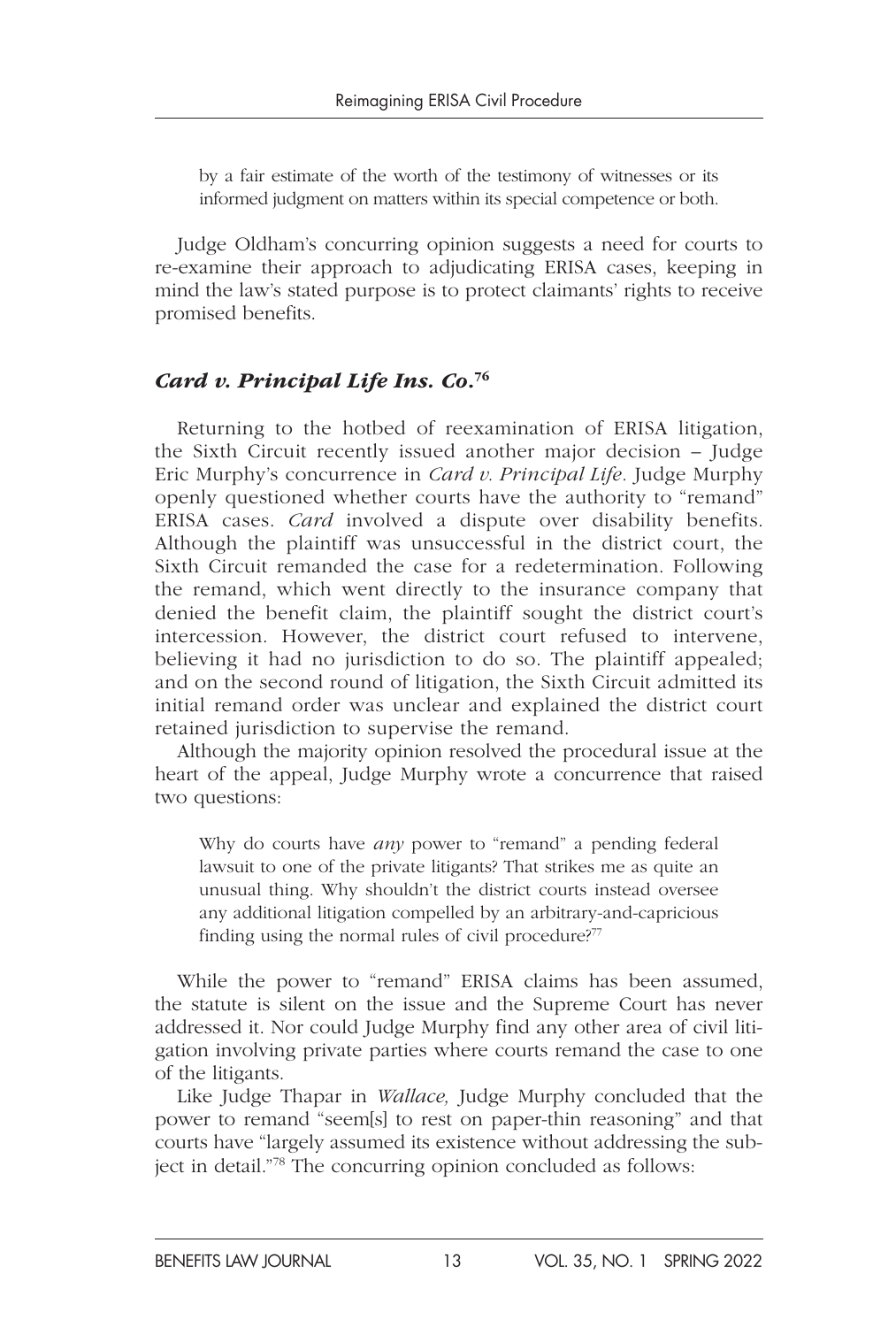> by a fair estimate of the worth of the testimony of witnesses or its informed judgment on matters within its special competence or both.

Judge Oldham's concurring opinion suggests a need for courts to re-examine their approach to adjudicating ERISA cases, keeping in mind the law's stated purpose is to protect claimants' rights to receive promised benefits.

### *Card v. Principal Life Ins. Co.*[76]

Returning to the hotbed of reexamination of ERISA litigation, the Sixth Circuit recently issued another major decision – Judge Eric Murphy's concurrence in *Card v. Principal Life.* Judge Murphy openly questioned whether courts have the authority to "remand" ERISA cases. *Card* involved a dispute over disability benefits. Although the plaintiff was unsuccessful in the district court, the Sixth Circuit remanded the case for a redetermination. Following the remand, which went directly to the insurance company that denied the benefit claim, the plaintiff sought the district court's intercession. However, the district court refused to intervene, believing it had no jurisdiction to do so. The plaintiff appealed; and on the second round of litigation, the Sixth Circuit admitted its initial remand order was unclear and explained the district court retained jurisdiction to supervise the remand.

Although the majority opinion resolved the procedural issue at the heart of the appeal, Judge Murphy wrote a concurrence that raised two questions:

> Why do courts have *any* power to "remand" a pending federal lawsuit to one of the private litigants? That strikes me as quite an unusual thing. Why shouldn't the district courts instead oversee any additional litigation compelled by an arbitrary-and-capricious finding using the normal rules of civil procedure?[77]

While the power to "remand" ERISA claims has been assumed, the statute is silent on the issue and the Supreme Court has never addressed it. Nor could Judge Murphy find any other area of civil litigation involving private parties where courts remand the case to one of the litigants.

Like Judge Thapar in *Wallace,* Judge Murphy concluded that the power to remand "seem[s] to rest on paper-thin reasoning" and that courts have "largely assumed its existence without addressing the subject in detail."[78] The concurring opinion concluded as follows: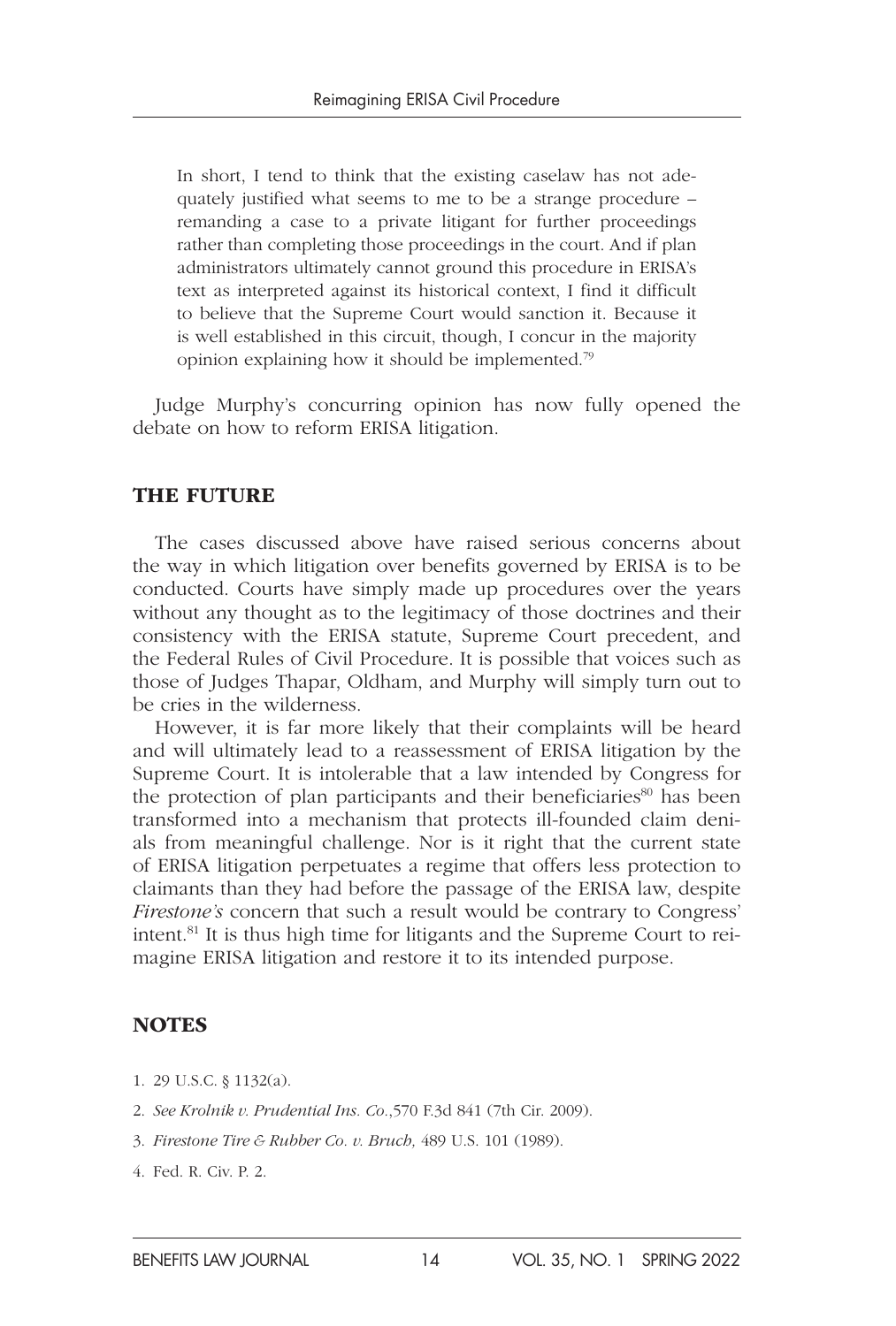> In short, I tend to think that the existing caselaw has not adequately justified what seems to me to be a strange procedure – remanding a case to a private litigant for further proceedings rather than completing those proceedings in the court. And if plan administrators ultimately cannot ground this procedure in ERISA's text as interpreted against its historical context, I find it difficult to believe that the Supreme Court would sanction it. Because it is well established in this circuit, though, I concur in the majority opinion explaining how it should be implemented.[79]

Judge Murphy's concurring opinion has now fully opened the debate on how to reform ERISA litigation.

## THE FUTURE

The cases discussed above have raised serious concerns about the way in which litigation over benefits governed by ERISA is to be conducted. Courts have simply made up procedures over the years without any thought as to the legitimacy of those doctrines and their consistency with the ERISA statute, Supreme Court precedent, and the Federal Rules of Civil Procedure. It is possible that voices such as those of Judges Thapar, Oldham, and Murphy will simply turn out to be cries in the wilderness.

However, it is far more likely that their complaints will be heard and will ultimately lead to a reassessment of ERISA litigation by the Supreme Court. It is intolerable that a law intended by Congress for the protection of plan participants and their beneficiaries[80] has been transformed into a mechanism that protects ill-founded claim denials from meaningful challenge. Nor is it right that the current state of ERISA litigation perpetuates a regime that offers less protection to claimants than they had before the passage of the ERISA law, despite *Firestone's* concern that such a result would be contrary to Congress' intent.[81] It is thus high time for litigants and the Supreme Court to reimagine ERISA litigation and restore it to its intended purpose.

## NOTES

1. 29 U.S.C. § 1132(a).
2. *See Krolnik v. Prudential Ins. Co.*,570 F.3d 841 (7th Cir. 2009).
3. *Firestone Tire & Rubber Co. v. Bruch,* 489 U.S. 101 (1989).
4. Fed. R. Civ. P. 2.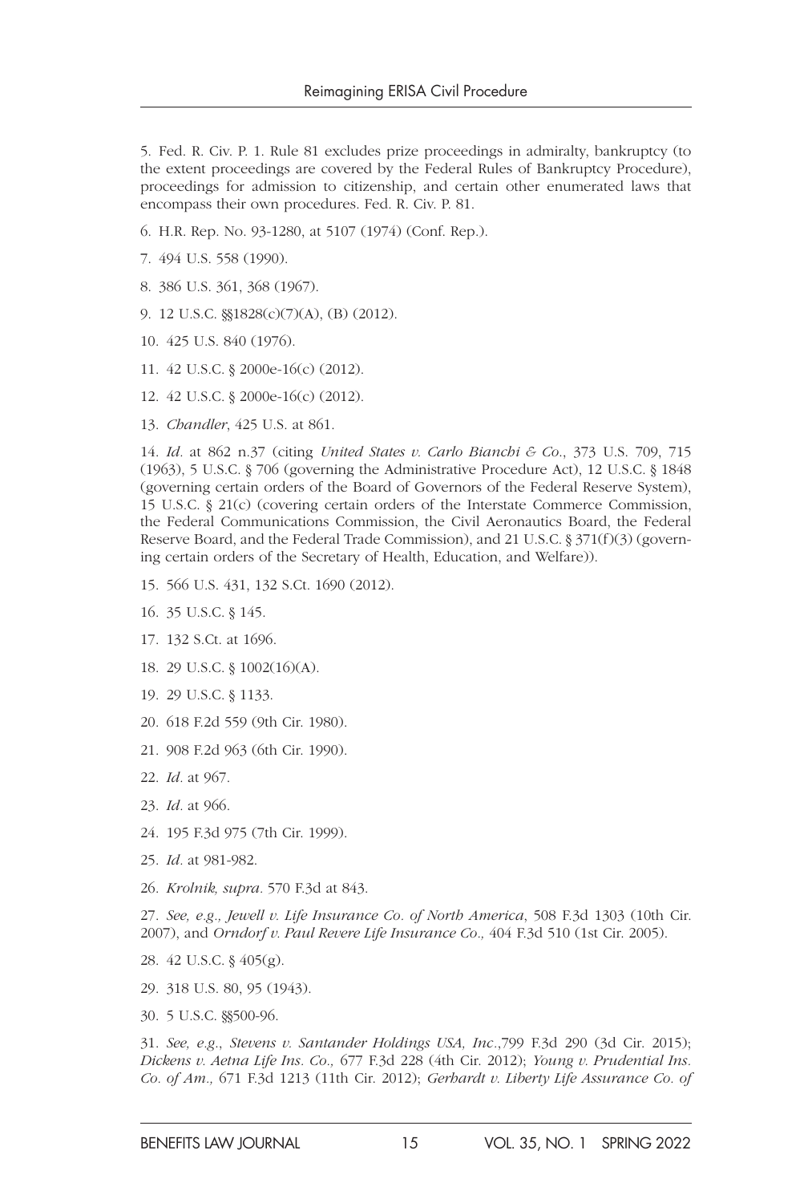5. Fed. R. Civ. P. 1. Rule 81 excludes prize proceedings in admiralty, bankruptcy (to the extent proceedings are covered by the Federal Rules of Bankruptcy Procedure), proceedings for admission to citizenship, and certain other enumerated laws that encompass their own procedures. Fed. R. Civ. P. 81.

6. H.R. Rep. No. 93-1280, at 5107 (1974) (Conf. Rep.).

7. 494 U.S. 558 (1990).

8. 386 U.S. 361, 368 (1967).

9. 12 U.S.C. §§1828(c)(7)(A), (B) (2012).

10. 425 U.S. 840 (1976).

11. 42 U.S.C. § 2000e-16(c) (2012).

12. 42 U.S.C. § 2000e-16(c) (2012).

13. *Chandler*, 425 U.S. at 861.

14. *Id*. at 862 n.37 (citing *United States v. Carlo Bianchi & Co*., 373 U.S. 709, 715 (1963), 5 U.S.C. § 706 (governing the Administrative Procedure Act), 12 U.S.C. § 1848 (governing certain orders of the Board of Governors of the Federal Reserve System), 15 U.S.C. § 21(c) (covering certain orders of the Interstate Commerce Commission, the Federal Communications Commission, the Civil Aeronautics Board, the Federal Reserve Board, and the Federal Trade Commission), and 21 U.S.C. § 371(f)(3) (governing certain orders of the Secretary of Health, Education, and Welfare)).

15. 566 U.S. 431, 132 S.Ct. 1690 (2012).

16. 35 U.S.C. § 145.

17. 132 S.Ct. at 1696.

18. 29 U.S.C. § 1002(16)(A).

19. 29 U.S.C. § 1133.

20. 618 F.2d 559 (9th Cir. 1980).

21. 908 F.2d 963 (6th Cir. 1990).

22. *Id*. at 967.

23. *Id*. at 966.

24. 195 F.3d 975 (7th Cir. 1999).

25. *Id*. at 981-982.

26. *Krolnik, supra*. 570 F.3d at 843.

27. *See, e.g., Jewell v. Life Insurance Co. of North America*, 508 F.3d 1303 (10th Cir. 2007), and *Orndorf v. Paul Revere Life Insurance Co.,* 404 F.3d 510 (1st Cir. 2005).

28. 42 U.S.C. § 405(g).

29. 318 U.S. 80, 95 (1943).

30. 5 U.S.C. §§500-96.

31. *See, e.g*., *Stevens v. Santander Holdings USA, Inc*.,799 F.3d 290 (3d Cir. 2015); *Dickens v. Aetna Life Ins. Co.,* 677 F.3d 228 (4th Cir. 2012); *Young v. Prudential Ins. Co. of Am.,* 671 F.3d 1213 (11th Cir. 2012); *Gerhardt v. Liberty Life Assurance Co. of*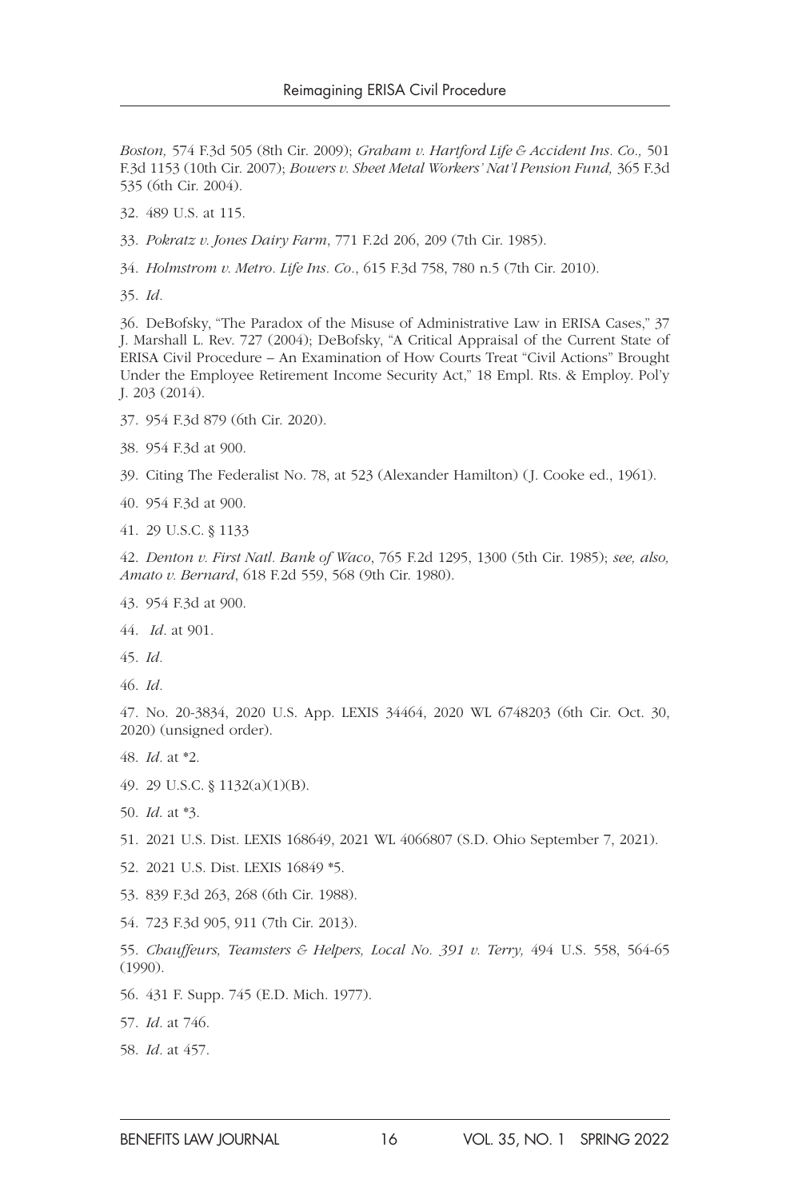*Boston,* 574 F.3d 505 (8th Cir. 2009); *Graham v. Hartford Life & Accident Ins. Co.,* 501 F.3d 1153 (10th Cir. 2007); *Bowers v. Sheet Metal Workers' Nat'l Pension Fund,* 365 F.3d 535 (6th Cir. 2004).

32. 489 U.S. at 115.

33. *Pokratz v. Jones Dairy Farm*, 771 F.2d 206, 209 (7th Cir. 1985).

34. *Holmstrom v. Metro. Life Ins. Co.*, 615 F.3d 758, 780 n.5 (7th Cir. 2010).

35. *Id.*

36. DeBofsky, "The Paradox of the Misuse of Administrative Law in ERISA Cases," 37 J. Marshall L. Rev. 727 (2004); DeBofsky, "A Critical Appraisal of the Current State of ERISA Civil Procedure – An Examination of How Courts Treat "Civil Actions" Brought Under the Employee Retirement Income Security Act," 18 Empl. Rts. & Employ. Pol'y J. 203 (2014).

37. 954 F.3d 879 (6th Cir. 2020).

38. 954 F.3d at 900.

39. Citing The Federalist No. 78, at 523 (Alexander Hamilton) (J. Cooke ed., 1961).

40. 954 F.3d at 900.

41. 29 U.S.C. § 1133

42. *Denton v. First Natl. Bank of Waco*, 765 F.2d 1295, 1300 (5th Cir. 1985); *see, also, Amato v. Bernard*, 618 F.2d 559, 568 (9th Cir. 1980).

43. 954 F.3d at 900.

44. *Id.* at 901.

45. *Id.*

46. *Id.*

47. No. 20-3834, 2020 U.S. App. LEXIS 34464, 2020 WL 6748203 (6th Cir. Oct. 30, 2020) (unsigned order).

48. *Id.* at *2.

49. 29 U.S.C. § 1132(a)(1)(B).

50. *Id.* at *3.

51. 2021 U.S. Dist. LEXIS 168649, 2021 WL 4066807 (S.D. Ohio September 7, 2021).

52. 2021 U.S. Dist. LEXIS 16849 *5.

53. 839 F.3d 263, 268 (6th Cir. 1988).

54. 723 F.3d 905, 911 (7th Cir. 2013).

55. *Chauffeurs, Teamsters & Helpers, Local No. 391 v. Terry,* 494 U.S. 558, 564-65 (1990).

56. 431 F. Supp. 745 (E.D. Mich. 1977).

57. *Id.* at 746.

58. *Id.* at 457.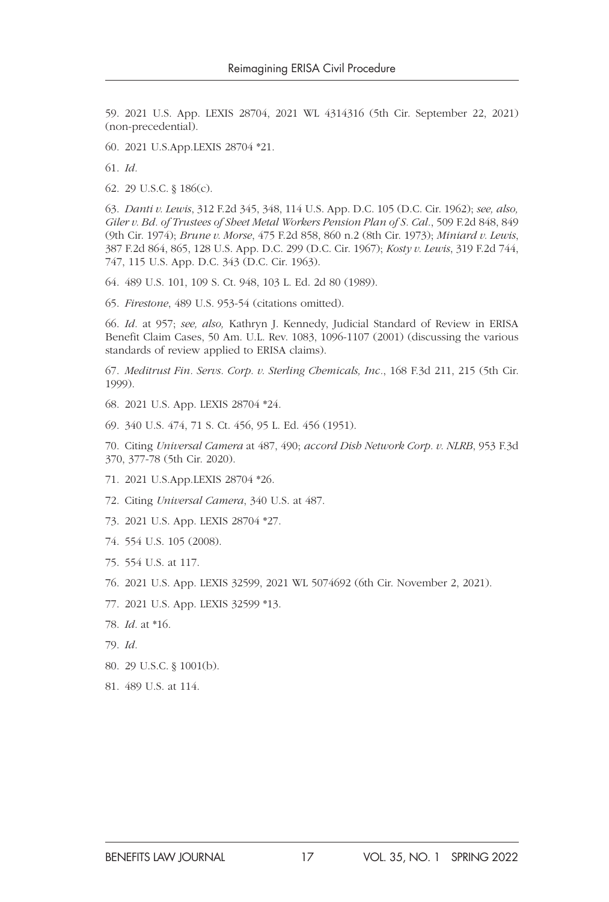59. 2021 U.S. App. LEXIS 28704, 2021 WL 4314316 (5th Cir. September 22, 2021) (non-precedential).

60. 2021 U.S.App.LEXIS 28704 *21.

61. *Id.*

62. 29 U.S.C. § 186(c).

63. *Danti v. Lewis*, 312 F.2d 345, 348, 114 U.S. App. D.C. 105 (D.C. Cir. 1962); *see, also, Giler v. Bd. of Trustees of Sheet Metal Workers Pension Plan of S. Cal.*, 509 F.2d 848, 849 (9th Cir. 1974); *Brune v. Morse*, 475 F.2d 858, 860 n.2 (8th Cir. 1973); *Miniard v. Lewis*, 387 F.2d 864, 865, 128 U.S. App. D.C. 299 (D.C. Cir. 1967); *Kosty v. Lewis*, 319 F.2d 744, 747, 115 U.S. App. D.C. 343 (D.C. Cir. 1963).

64. 489 U.S. 101, 109 S. Ct. 948, 103 L. Ed. 2d 80 (1989).

65. *Firestone*, 489 U.S. 953-54 (citations omitted).

66. *Id.* at 957; *see, also,* Kathryn J. Kennedy, Judicial Standard of Review in ERISA Benefit Claim Cases, 50 Am. U.L. Rev. 1083, 1096-1107 (2001) (discussing the various standards of review applied to ERISA claims).

67. *Meditrust Fin. Servs. Corp. v. Sterling Chemicals, Inc.*, 168 F.3d 211, 215 (5th Cir. 1999).

68. 2021 U.S. App. LEXIS 28704 *24.

69. 340 U.S. 474, 71 S. Ct. 456, 95 L. Ed. 456 (1951).

70. Citing *Universal Camera* at 487, 490; *accord Dish Network Corp. v. NLRB*, 953 F.3d 370, 377-78 (5th Cir. 2020).

71. 2021 U.S.App.LEXIS 28704 *26.

72. Citing *Universal Camera*, 340 U.S. at 487.

73. 2021 U.S. App. LEXIS 28704 *27.

74. 554 U.S. 105 (2008).

75. 554 U.S. at 117.

76. 2021 U.S. App. LEXIS 32599, 2021 WL 5074692 (6th Cir. November 2, 2021).

77. 2021 U.S. App. LEXIS 32599 *13.

78. *Id.* at *16.

79. *Id.*

80. 29 U.S.C. § 1001(b).

81. 489 U.S. at 114.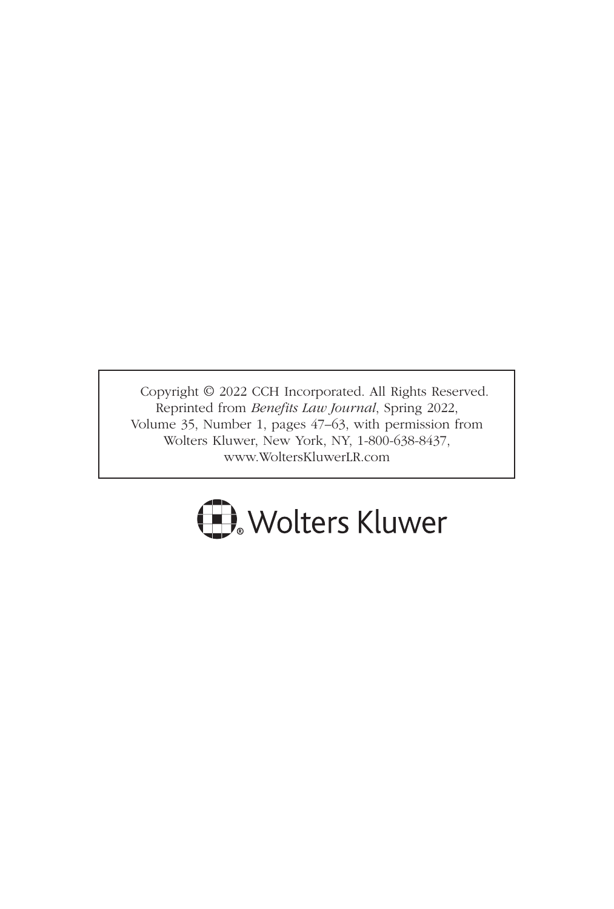Copyright © 2022 CCH Incorporated. All Rights Reserved.
Reprinted from *Benefits Law Journal*, Spring 2022,
Volume 35, Number 1, pages 47–63, with permission from
Wolters Kluwer, New York, NY, 1-800-638-8437,
www.WoltersKluwerLR.com

Wolters Kluwer